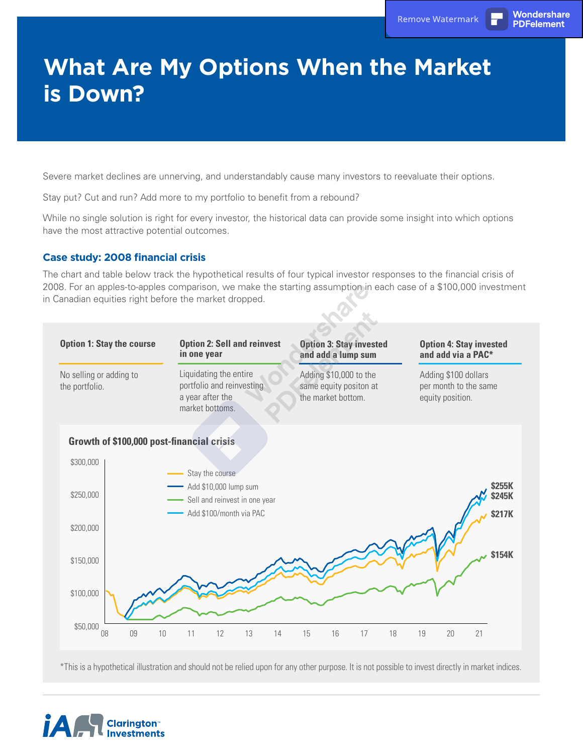# What Are My Options When the Market is Down?

Severe market declines are unnerving, and understandably cause many investors to reevaluate their options.

Stay put? Cut and run? Add more to my portfolio to benefit from a rebound?

While no single solution is right for every investor, the historical data can provide some insight into which options have the most attractive potential outcomes.

### Case study: 2008 financial crisis

The chart and table below track the hypothetical results of four typical investor responses to the financial crisis of 2008. For an apples-to-apples comparison, we make the starting assumption in each case of a $100,000 investment in Canadian equities right before the market dropped.

| Option 1: Stay the course | Option 2: Sell and reinvest in one year | Option 3: Stay invested and add a lump sum | Option 4: Stay invested and add via a PAC* |
|---|---|---|---|
| No selling or adding to the portfolio. | Liquidating the entire portfolio and reinvesting a year after the market bottoms. | Adding $10,000 to the same equity positon at the market bottom. | Adding $100 dollars per month to the same equity position. |

**Growth of $100,000 post-financial crisis**

- Stay the course: $217K
- Add $10,000 lump sum: $255K
- Sell and reinvest in one year: $154K
- Add $100/month via PAC: $245K

*This is a hypothetical illustration and should not be relied upon for any other purpose. It is not possible to invest directly in market indices.

iA Clarington Investments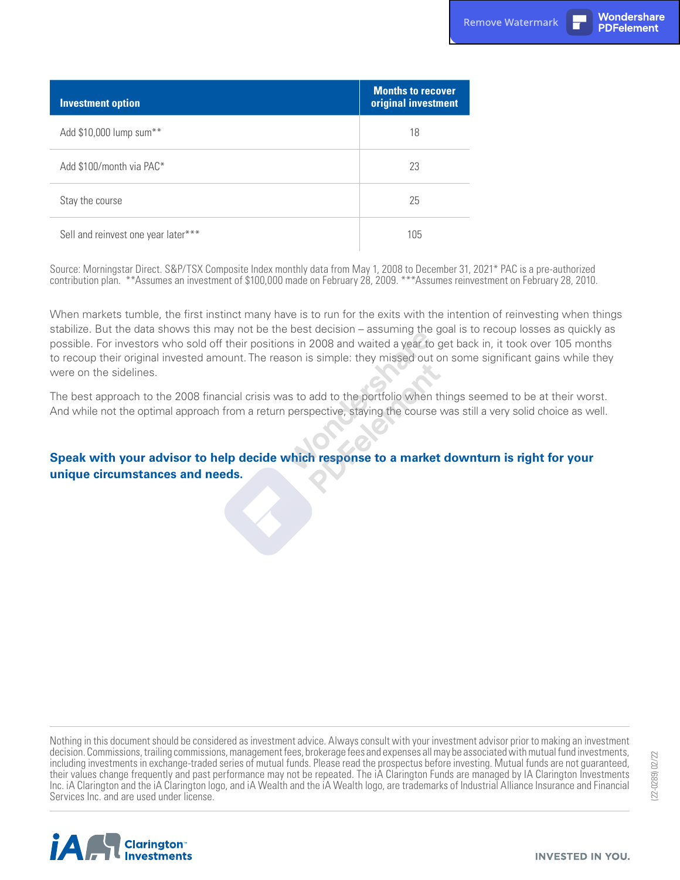| Investment option | Months to recover original investment |
|---|---|
| Add $10,000 lump sum** | 18 |
| Add $100/month via PAC* | 23 |
| Stay the course | 25 |
| Sell and reinvest one year later*** | 105 |

Source: Morningstar Direct. S&P/TSX Composite Index monthly data from May 1, 2008 to December 31, 2021* PAC is a pre-authorized contribution plan. **Assumes an investment of $100,000 made on February 28, 2009. ***Assumes reinvestment on February 28, 2010.

When markets tumble, the first instinct many have is to run for the exits with the intention of reinvesting when things stabilize. But the data shows this may not be the best decision – assuming the goal is to recoup losses as quickly as possible. For investors who sold off their positions in 2008 and waited a year to get back in, it took over 105 months to recoup their original invested amount. The reason is simple: they missed out on some significant gains while they were on the sidelines.

The best approach to the 2008 financial crisis was to add to the portfolio when things seemed to be at their worst. And while not the optimal approach from a return perspective, staying the course was still a very solid choice as well.

**Speak with your advisor to help decide which response to a market downturn is right for your unique circumstances and needs.**

Nothing in this document should be considered as investment advice. Always consult with your investment advisor prior to making an investment decision. Commissions, trailing commissions, management fees, brokerage fees and expenses all may be associated with mutual fund investments, including investments in exchange-traded series of mutual funds. Please read the prospectus before investing. Mutual funds are not guaranteed, their values change frequently and past performance may not be repeated. The iA Clarington Funds are managed by IA Clarington Investments Inc. iA Clarington and the iA Clarington logo, and iA Wealth and the iA Wealth logo, are trademarks of Industrial Alliance Insurance and Financial Services Inc. and are used under license.

(22-0289) 02/22

iA Clarington Investments

INVESTED IN YOU.